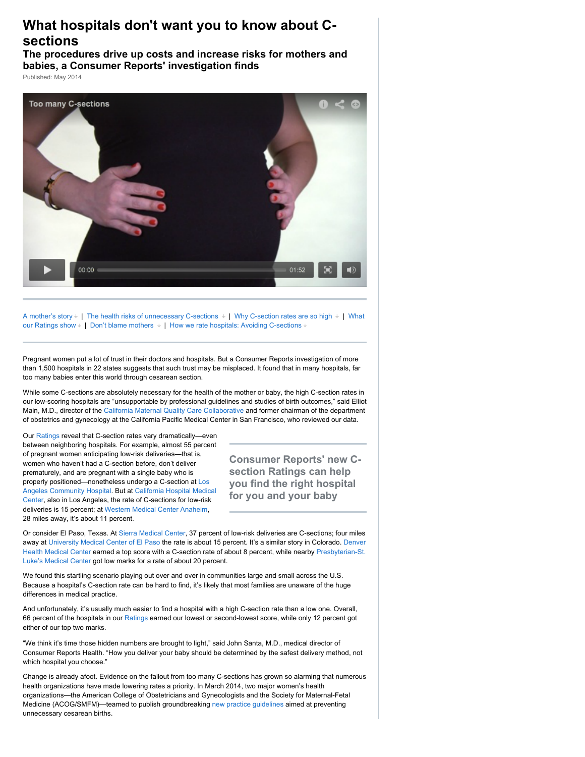# What hospitals don't want you to know about C-sections

## The procedures drive up costs and increase risks for mothers and babies, a Consumer Reports' investigation finds

Published: May 2014

Too many C-sections

A mother's story | The health risks of unnecessary C-sections | Why C-section rates are so high | What our Ratings show | Don't blame mothers | How we rate hospitals: Avoiding C-sections

Pregnant women put a lot of trust in their doctors and hospitals. But a Consumer Reports investigation of more than 1,500 hospitals in 22 states suggests that such trust may be misplaced. It found that in many hospitals, far too many babies enter this world through cesarean section.

While some C-sections are absolutely necessary for the health of the mother or baby, the high C-section rates in our low-scoring hospitals are "unsupportable by professional guidelines and studies of birth outcomes," said Elliot Main, M.D., director of the California Maternal Quality Care Collaborative and former chairman of the department of obstetrics and gynecology at the California Pacific Medical Center in San Francisco, who reviewed our data.

Our Ratings reveal that C-section rates vary dramatically—even between neighboring hospitals. For example, almost 55 percent of pregnant women anticipating low-risk deliveries—that is, women who haven't had a C-section before, don't deliver prematurely, and are pregnant with a single baby who is properly positioned—nonetheless undergo a C-section at Los Angeles Community Hospital. But at California Hospital Medical Center, also in Los Angeles, the rate of C-sections for low-risk deliveries is 15 percent; at Western Medical Center Anaheim, 28 miles away, it's about 11 percent.

> **Consumer Reports' new C-section Ratings can help you find the right hospital for you and your baby**

Or consider El Paso, Texas. At Sierra Medical Center, 37 percent of low-risk deliveries are C-sections; four miles away at University Medical Center of El Paso the rate is about 15 percent. It's a similar story in Colorado. Denver Health Medical Center earned a top score with a C-section rate of about 8 percent, while nearby Presbyterian-St. Luke's Medical Center got low marks for a rate of about 20 percent.

We found this startling scenario playing out over and over in communities large and small across the U.S. Because a hospital's C-section rate can be hard to find, it's likely that most families are unaware of the huge differences in medical practice.

And unfortunately, it's usually much easier to find a hospital with a high C-section rate than a low one. Overall, 66 percent of the hospitals in our Ratings earned our lowest or second-lowest score, while only 12 percent got either of our top two marks.

"We think it's time those hidden numbers are brought to light," said John Santa, M.D., medical director of Consumer Reports Health. "How you deliver your baby should be determined by the safest delivery method, not which hospital you choose."

Change is already afoot. Evidence on the fallout from too many C-sections has grown so alarming that numerous health organizations have made lowering rates a priority. In March 2014, two major women's health organizations—the American College of Obstetricians and Gynecologists and the Society for Maternal-Fetal Medicine (ACOG/SMFM)—teamed to publish groundbreaking new practice guidelines aimed at preventing unnecessary cesarean births.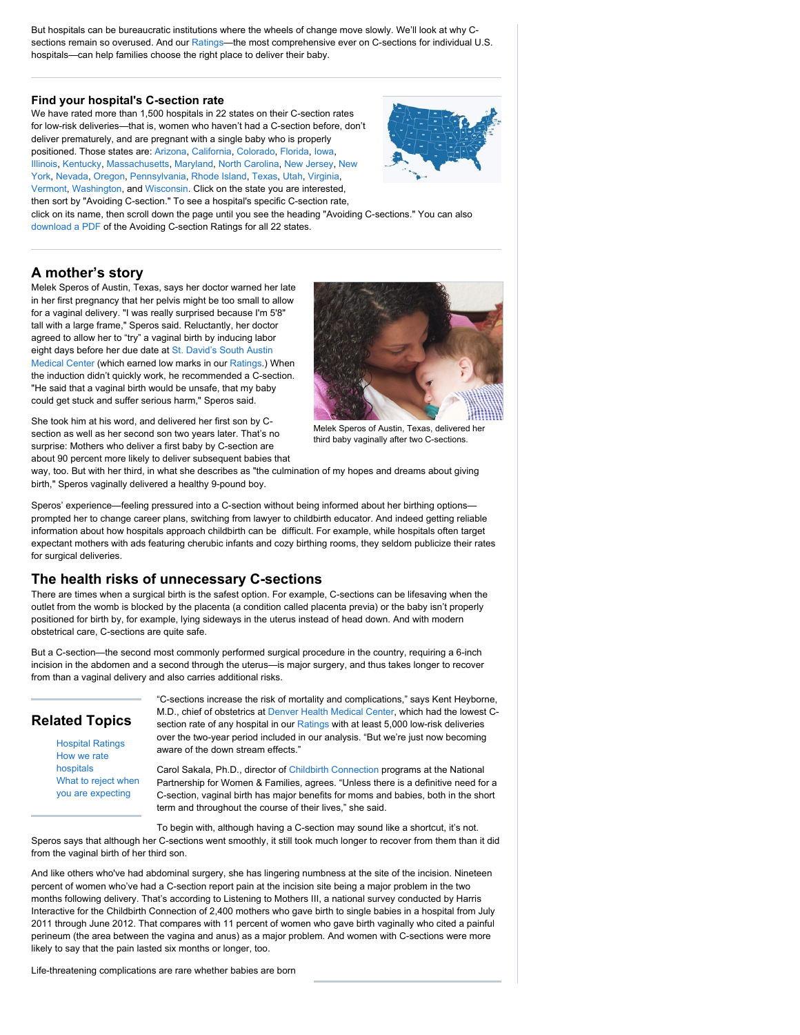But hospitals can be bureaucratic institutions where the wheels of change move slowly. We'll look at why C-sections remain so overused. And our Ratings—the most comprehensive ever on C-sections for individual U.S. hospitals—can help families choose the right place to deliver their baby.

### Find your hospital's C-section rate

We have rated more than 1,500 hospitals in 22 states on their C-section rates for low-risk deliveries—that is, women who haven't had a C-section before, don't deliver prematurely, and are pregnant with a single baby who is properly positioned. Those states are: Arizona, California, Colorado, Florida, Iowa, Illinois, Kentucky, Massachusetts, Maryland, North Carolina, New Jersey, New York, Nevada, Oregon, Pennsylvania, Rhode Island, Texas, Utah, Virginia, Vermont, Washington, and Wisconsin. Click on the state you are interested, then sort by "Avoiding C-section." To see a hospital's specific C-section rate, click on its name, then scroll down the page until you see the heading "Avoiding C-sections." You can also download a PDF of the Avoiding C-section Ratings for all 22 states.

## A mother's story

Melek Speros of Austin, Texas, says her doctor warned her late in her first pregnancy that her pelvis might be too small to allow for a vaginal delivery. "I was really surprised because I'm 5'8" tall with a large frame," Speros said. Reluctantly, her doctor agreed to allow her to "try" a vaginal birth by inducing labor eight days before her due date at St. David's South Austin Medical Center (which earned low marks in our Ratings.) When the induction didn't quickly work, he recommended a C-section. "He said that a vaginal birth would be unsafe, that my baby could get stuck and suffer serious harm," Speros said.

Melek Speros of Austin, Texas, delivered her third baby vaginally after two C-sections.

She took him at his word, and delivered her first son by C-section as well as her second son two years later. That's no surprise: Mothers who deliver a first baby by C-section are about 90 percent more likely to deliver subsequent babies that way, too. But with her third, in what she describes as "the culmination of my hopes and dreams about giving birth," Speros vaginally delivered a healthy 9-pound boy.

Speros' experience—feeling pressured into a C-section without being informed about her birthing options—prompted her to change career plans, switching from lawyer to childbirth educator. And indeed getting reliable information about how hospitals approach childbirth can be difficult. For example, while hospitals often target expectant mothers with ads featuring cherubic infants and cozy birthing rooms, they seldom publicize their rates for surgical deliveries.

## The health risks of unnecessary C-sections

There are times when a surgical birth is the safest option. For example, C-sections can be lifesaving when the outlet from the womb is blocked by the placenta (a condition called placenta previa) or the baby isn't properly positioned for birth by, for example, lying sideways in the uterus instead of head down. And with modern obstetrical care, C-sections are quite safe.

But a C-section—the second most commonly performed surgical procedure in the country, requiring a 6-inch incision in the abdomen and a second through the uterus—is major surgery, and thus takes longer to recover from than a vaginal delivery and also carries additional risks.

"C-sections increase the risk of mortality and complications," says Kent Heyborne, M.D., chief of obstetrics at Denver Health Medical Center, which had the lowest C-section rate of any hospital in our Ratings with at least 5,000 low-risk deliveries over the two-year period included in our analysis. "But we're just now becoming aware of the down stream effects."

Carol Sakala, Ph.D., director of Childbirth Connection programs at the National Partnership for Women & Families, agrees. "Unless there is a definitive need for a C-section, vaginal birth has major benefits for moms and babies, both in the short term and throughout the course of their lives," she said.

To begin with, although having a C-section may sound like a shortcut, it's not. Speros says that although her C-sections went smoothly, it still took much longer to recover from them than it did from the vaginal birth of her third son.

And like others who've had abdominal surgery, she has lingering numbness at the site of the incision. Nineteen percent of women who've had a C-section report pain at the incision site being a major problem in the two months following delivery. That's according to Listening to Mothers III, a national survey conducted by Harris Interactive for the Childbirth Connection of 2,400 mothers who gave birth to single babies in a hospital from July 2011 through June 2012. That compares with 11 percent of women who gave birth vaginally who cited a painful perineum (the area between the vagina and anus) as a major problem. And women with C-sections were more likely to say that the pain lasted six months or longer, too.

### Related Topics

- Hospital Ratings
- How we rate hospitals
- What to reject when you are expecting

Life-threatening complications are rare whether babies are born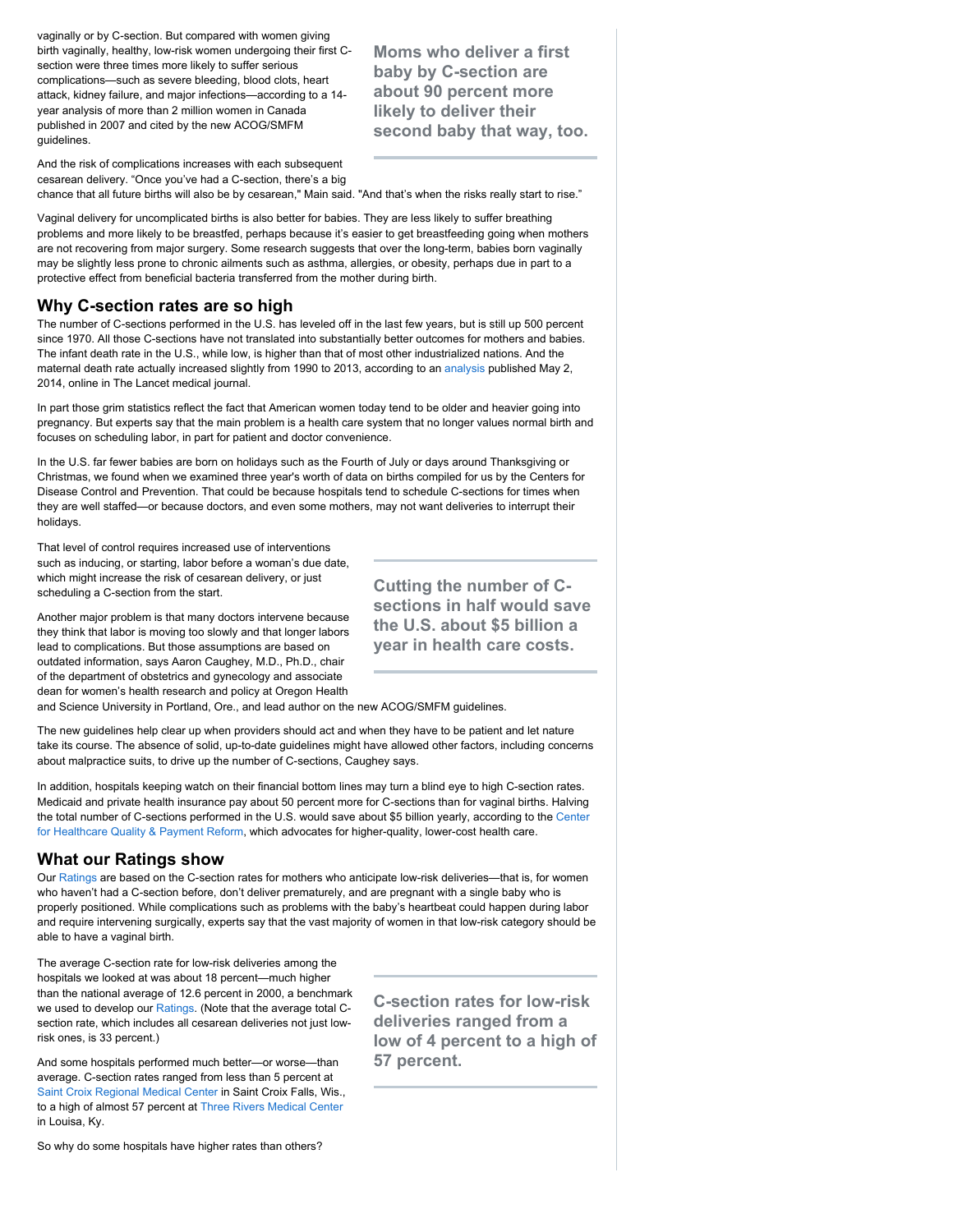vaginally or by C-section. But compared with women giving birth vaginally, healthy, low-risk women undergoing their first C-section were three times more likely to suffer serious complications—such as severe bleeding, blood clots, heart attack, kidney failure, and major infections—according to a 14-year analysis of more than 2 million women in Canada published in 2007 and cited by the new ACOG/SMFM guidelines.

**Moms who deliver a first baby by C-section are about 90 percent more likely to deliver their second baby that way, too.**

And the risk of complications increases with each subsequent cesarean delivery. "Once you've had a C-section, there's a big chance that all future births will also be by cesarean," Main said. "And that's when the risks really start to rise."

Vaginal delivery for uncomplicated births is also better for babies. They are less likely to suffer breathing problems and more likely to be breastfed, perhaps because it's easier to get breastfeeding going when mothers are not recovering from major surgery. Some research suggests that over the long-term, babies born vaginally may be slightly less prone to chronic ailments such as asthma, allergies, or obesity, perhaps due in part to a protective effect from beneficial bacteria transferred from the mother during birth.

## Why C-section rates are so high

The number of C-sections performed in the U.S. has leveled off in the last few years, but is still up 500 percent since 1970. All those C-sections have not translated into substantially better outcomes for mothers and babies. The infant death rate in the U.S., while low, is higher than that of most other industrialized nations. And the maternal death rate actually increased slightly from 1990 to 2013, according to an analysis published May 2, 2014, online in The Lancet medical journal.

In part those grim statistics reflect the fact that American women today tend to be older and heavier going into pregnancy. But experts say that the main problem is a health care system that no longer values normal birth and focuses on scheduling labor, in part for patient and doctor convenience.

In the U.S. far fewer babies are born on holidays such as the Fourth of July or days around Thanksgiving or Christmas, we found when we examined three year's worth of data on births compiled for us by the Centers for Disease Control and Prevention. That could be because hospitals tend to schedule C-sections for times when they are well staffed—or because doctors, and even some mothers, may not want deliveries to interrupt their holidays.

That level of control requires increased use of interventions such as inducing, or starting, labor before a woman's due date, which might increase the risk of cesarean delivery, or just scheduling a C-section from the start.

**Cutting the number of C-sections in half would save the U.S. about $5 billion a year in health care costs.**

Another major problem is that many doctors intervene because they think that labor is moving too slowly and that longer labors lead to complications. But those assumptions are based on outdated information, says Aaron Caughey, M.D., Ph.D., chair of the department of obstetrics and gynecology and associate dean for women's health research and policy at Oregon Health and Science University in Portland, Ore., and lead author on the new ACOG/SMFM guidelines.

The new guidelines help clear up when providers should act and when they have to be patient and let nature take its course. The absence of solid, up-to-date guidelines might have allowed other factors, including concerns about malpractice suits, to drive up the number of C-sections, Caughey says.

In addition, hospitals keeping watch on their financial bottom lines may turn a blind eye to high C-section rates. Medicaid and private health insurance pay about 50 percent more for C-sections than for vaginal births. Halving the total number of C-sections performed in the U.S. would save about $5 billion yearly, according to the Center for Healthcare Quality & Payment Reform, which advocates for higher-quality, lower-cost health care.

## What our Ratings show

Our Ratings are based on the C-section rates for mothers who anticipate low-risk deliveries—that is, for women who haven't had a C-section before, don't deliver prematurely, and are pregnant with a single baby who is properly positioned. While complications such as problems with the baby's heartbeat could happen during labor and require intervening surgically, experts say that the vast majority of women in that low-risk category should be able to have a vaginal birth.

The average C-section rate for low-risk deliveries among the hospitals we looked at was about 18 percent—much higher than the national average of 12.6 percent in 2000, a benchmark we used to develop our Ratings. (Note that the average total C-section rate, which includes all cesarean deliveries not just low-risk ones, is 33 percent.)

**C-section rates for low-risk deliveries ranged from a low of 4 percent to a high of 57 percent.**

And some hospitals performed much better—or worse—than average. C-section rates ranged from less than 5 percent at Saint Croix Regional Medical Center in Saint Croix Falls, Wis., to a high of almost 57 percent at Three Rivers Medical Center in Louisa, Ky.

So why do some hospitals have higher rates than others?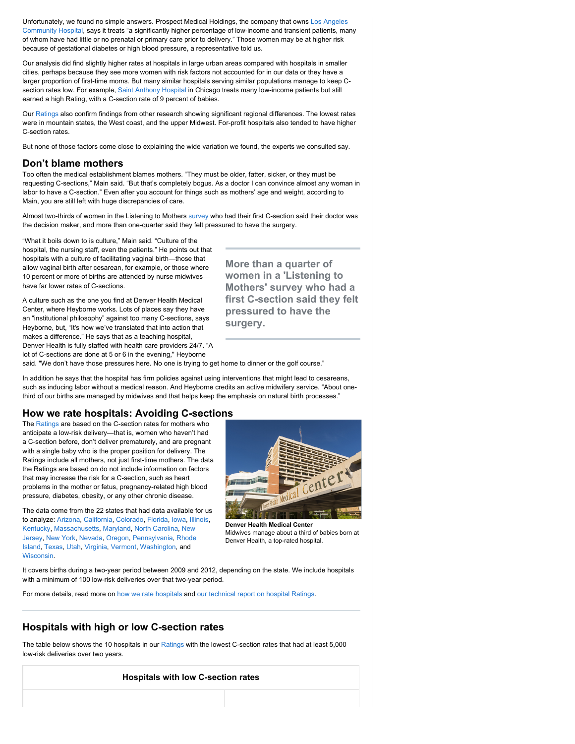Unfortunately, we found no simple answers. Prospect Medical Holdings, the company that owns Los Angeles Community Hospital, says it treats "a significantly higher percentage of low-income and transient patients, many of whom have had little or no prenatal or primary care prior to delivery." Those women may be at higher risk because of gestational diabetes or high blood pressure, a representative told us.

Our analysis did find slightly higher rates at hospitals in large urban areas compared with hospitals in smaller cities, perhaps because they see more women with risk factors not accounted for in our data or they have a larger proportion of first-time moms. But many similar hospitals serving similar populations manage to keep C-section rates low. For example, Saint Anthony Hospital in Chicago treats many low-income patients but still earned a high Rating, with a C-section rate of 9 percent of babies.

Our Ratings also confirm findings from other research showing significant regional differences. The lowest rates were in mountain states, the West coast, and the upper Midwest. For-profit hospitals also tended to have higher C-section rates.

But none of those factors come close to explaining the wide variation we found, the experts we consulted say.

## Don't blame mothers

Too often the medical establishment blames mothers. "They must be older, fatter, sicker, or they must be requesting C-sections," Main said. "But that's completely bogus. As a doctor I can convince almost any woman in labor to have a C-section." Even after you account for things such as mothers' age and weight, according to Main, you are still left with huge discrepancies of care.

Almost two-thirds of women in the Listening to Mothers survey who had their first C-section said their doctor was the decision maker, and more than one-quarter said they felt pressured to have the surgery.

"What it boils down to is culture," Main said. "Culture of the hospital, the nursing staff, even the patients." He points out that hospitals with a culture of facilitating vaginal birth—those that allow vaginal birth after cesarean, for example, or those where 10 percent or more of births are attended by nurse midwives—have far lower rates of C-sections.

> **More than a quarter of women in a 'Listening to Mothers' survey who had a first C-section said they felt pressured to have the surgery.**

A culture such as the one you find at Denver Health Medical Center, where Heyborne works. Lots of places say they have an "institutional philosophy" against too many C-sections, says Heyborne, but, "It's how we've translated that into action that makes a difference." He says that as a teaching hospital, Denver Health is fully staffed with health care providers 24/7. "A lot of C-sections are done at 5 or 6 in the evening," Heyborne said. "We don't have those pressures here. No one is trying to get home to dinner or the golf course."

In addition he says that the hospital has firm policies against using interventions that might lead to cesareans, such as inducing labor without a medical reason. And Heyborne credits an active midwifery service. "About one-third of our births are managed by midwives and that helps keep the emphasis on natural birth processes."

## How we rate hospitals: Avoiding C-sections

The Ratings are based on the C-section rates for mothers who anticipate a low-risk delivery—that is, women who haven't had a C-section before, don't deliver prematurely, and are pregnant with a single baby who is the proper position for delivery. The Ratings include all mothers, not just first-time mothers. The data the Ratings are based on do not include information on factors that may increase the risk for a C-section, such as heart problems in the mother or fetus, pregnancy-related high blood pressure, diabetes, obesity, or any other chronic disease.

**Denver Health Medical Center**
Midwives manage about a third of babies born at Denver Health, a top-rated hospital.

The data come from the 22 states that had data available for us to analyze: Arizona, California, Colorado, Florida, Iowa, Illinois, Kentucky, Massachusetts, Maryland, North Carolina, New Jersey, New York, Nevada, Oregon, Pennsylvania, Rhode Island, Texas, Utah, Virginia, Vermont, Washington, and Wisconsin.

It covers births during a two-year period between 2009 and 2012, depending on the state. We include hospitals with a minimum of 100 low-risk deliveries over that two-year period.

For more details, read more on how we rate hospitals and our technical report on hospital Ratings.

---

## Hospitals with high or low C-section rates

The table below shows the 10 hospitals in our Ratings with the lowest C-section rates that had at least 5,000 low-risk deliveries over two years.

**Hospitals with low C-section rates**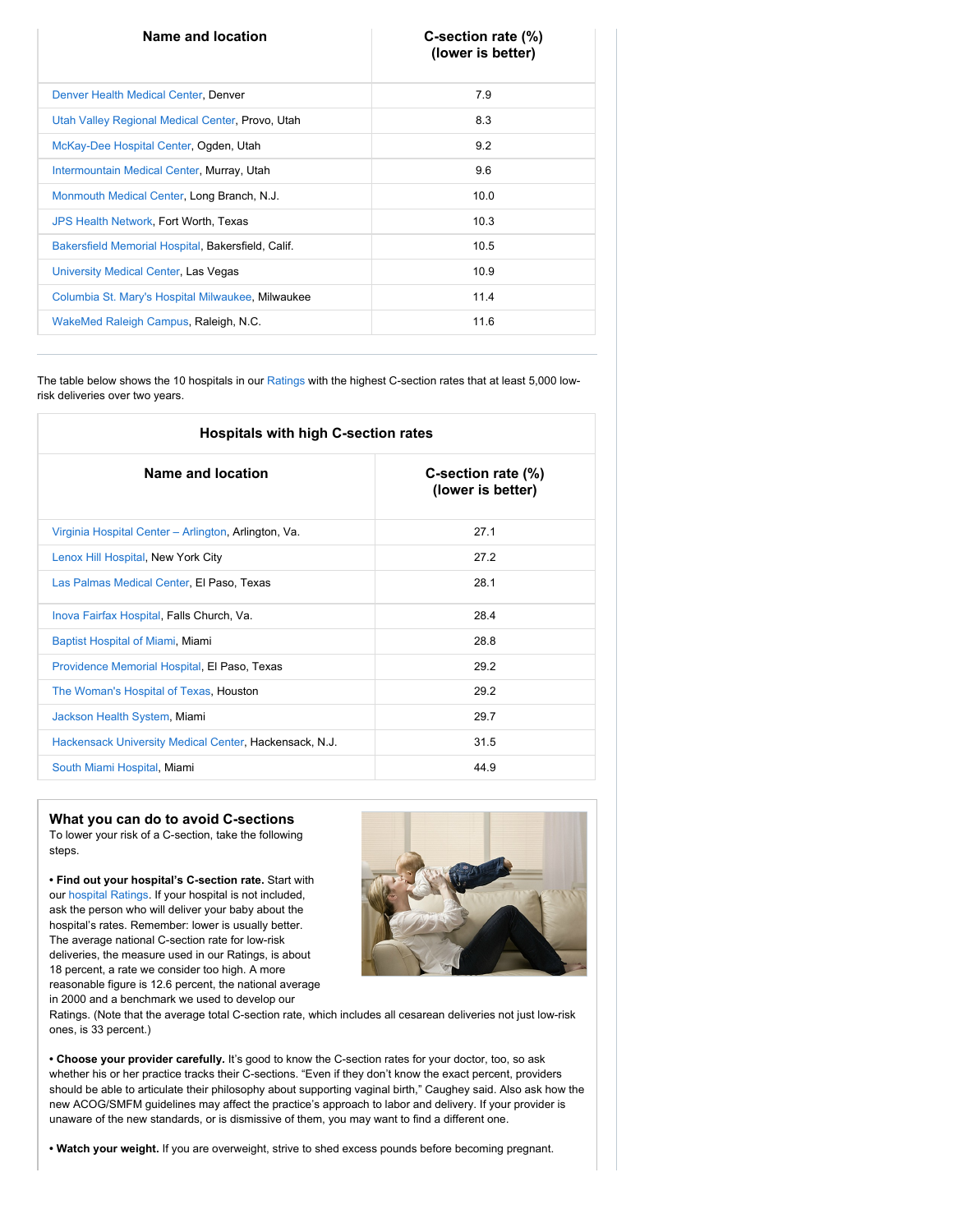| Name and location | C-section rate (%) (lower is better) |
|---|---|
| Denver Health Medical Center, Denver | 7.9 |
| Utah Valley Regional Medical Center, Provo, Utah | 8.3 |
| McKay-Dee Hospital Center, Ogden, Utah | 9.2 |
| Intermountain Medical Center, Murray, Utah | 9.6 |
| Monmouth Medical Center, Long Branch, N.J. | 10.0 |
| JPS Health Network, Fort Worth, Texas | 10.3 |
| Bakersfield Memorial Hospital, Bakersfield, Calif. | 10.5 |
| University Medical Center, Las Vegas | 10.9 |
| Columbia St. Mary's Hospital Milwaukee, Milwaukee | 11.4 |
| WakeMed Raleigh Campus, Raleigh, N.C. | 11.6 |

The table below shows the 10 hospitals in our Ratings with the highest C-section rates that at least 5,000 low-risk deliveries over two years.

**Hospitals with high C-section rates**

| Name and location | C-section rate (%) (lower is better) |
|---|---|
| Virginia Hospital Center – Arlington, Arlington, Va. | 27.1 |
| Lenox Hill Hospital, New York City | 27.2 |
| Las Palmas Medical Center, El Paso, Texas | 28.1 |
| Inova Fairfax Hospital, Falls Church, Va. | 28.4 |
| Baptist Hospital of Miami, Miami | 28.8 |
| Providence Memorial Hospital, El Paso, Texas | 29.2 |
| The Woman's Hospital of Texas, Houston | 29.2 |
| Jackson Health System, Miami | 29.7 |
| Hackensack University Medical Center, Hackensack, N.J. | 31.5 |
| South Miami Hospital, Miami | 44.9 |

### What you can do to avoid C-sections

To lower your risk of a C-section, take the following steps.

• **Find out your hospital's C-section rate.** Start with our hospital Ratings. If your hospital is not included, ask the person who will deliver your baby about the hospital's rates. Remember: lower is usually better. The average national C-section rate for low-risk deliveries, the measure used in our Ratings, is about 18 percent, a rate we consider too high. A more reasonable figure is 12.6 percent, the national average in 2000 and a benchmark we used to develop our Ratings. (Note that the average total C-section rate, which includes all cesarean deliveries not just low-risk ones, is 33 percent.)

• **Choose your provider carefully.** It's good to know the C-section rates for your doctor, too, so ask whether his or her practice tracks their C-sections. "Even if they don't know the exact percent, providers should be able to articulate their philosophy about supporting vaginal birth," Caughey said. Also ask how the new ACOG/SMFM guidelines may affect the practice's approach to labor and delivery. If your provider is unaware of the new standards, or is dismissive of them, you may want to find a different one.

• **Watch your weight.** If you are overweight, strive to shed excess pounds before becoming pregnant.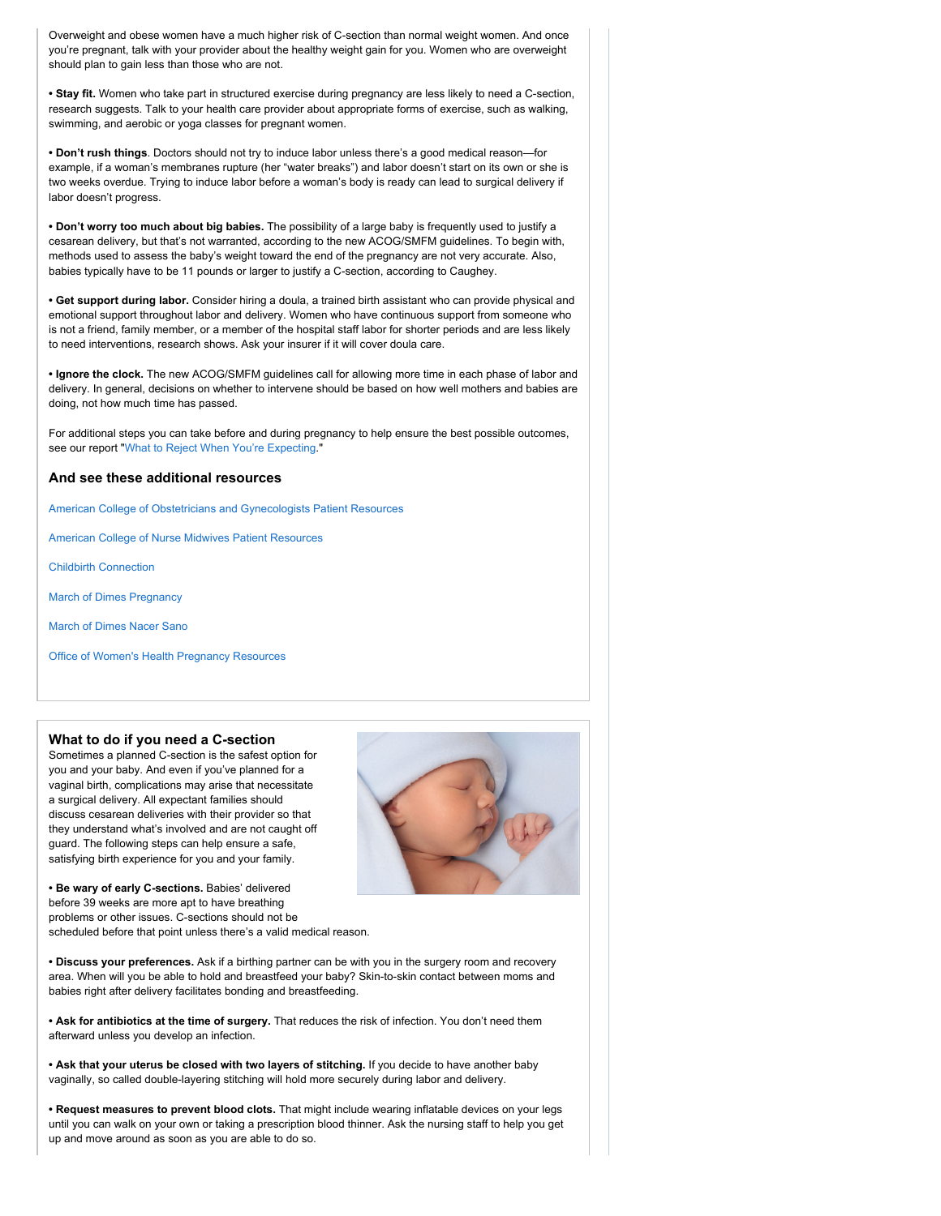Overweight and obese women have a much higher risk of C-section than normal weight women. And once you're pregnant, talk with your provider about the healthy weight gain for you. Women who are overweight should plan to gain less than those who are not.

• **Stay fit.** Women who take part in structured exercise during pregnancy are less likely to need a C-section, research suggests. Talk to your health care provider about appropriate forms of exercise, such as walking, swimming, and aerobic or yoga classes for pregnant women.

• **Don't rush things**. Doctors should not try to induce labor unless there's a good medical reason—for example, if a woman's membranes rupture (her "water breaks") and labor doesn't start on its own or she is two weeks overdue. Trying to induce labor before a woman's body is ready can lead to surgical delivery if labor doesn't progress.

• **Don't worry too much about big babies.** The possibility of a large baby is frequently used to justify a cesarean delivery, but that's not warranted, according to the new ACOG/SMFM guidelines. To begin with, methods used to assess the baby's weight toward the end of the pregnancy are not very accurate. Also, babies typically have to be 11 pounds or larger to justify a C-section, according to Caughey.

• **Get support during labor.** Consider hiring a doula, a trained birth assistant who can provide physical and emotional support throughout labor and delivery. Women who have continuous support from someone who is not a friend, family member, or a member of the hospital staff labor for shorter periods and are less likely to need interventions, research shows. Ask your insurer if it will cover doula care.

• **Ignore the clock.** The new ACOG/SMFM guidelines call for allowing more time in each phase of labor and delivery. In general, decisions on whether to intervene should be based on how well mothers and babies are doing, not how much time has passed.

For additional steps you can take before and during pregnancy to help ensure the best possible outcomes, see our report "What to Reject When You're Expecting."

### And see these additional resources

American College of Obstetricians and Gynecologists Patient Resources

American College of Nurse Midwives Patient Resources

Childbirth Connection

March of Dimes Pregnancy

March of Dimes Nacer Sano

Office of Women's Health Pregnancy Resources

### What to do if you need a C-section

Sometimes a planned C-section is the safest option for you and your baby. And even if you've planned for a vaginal birth, complications may arise that necessitate a surgical delivery. All expectant families should discuss cesarean deliveries with their provider so that they understand what's involved and are not caught off guard. The following steps can help ensure a safe, satisfying birth experience for you and your family.

• **Be wary of early C-sections.** Babies' delivered before 39 weeks are more apt to have breathing problems or other issues. C-sections should not be scheduled before that point unless there's a valid medical reason.

• **Discuss your preferences.** Ask if a birthing partner can be with you in the surgery room and recovery area. When will you be able to hold and breastfeed your baby? Skin-to-skin contact between moms and babies right after delivery facilitates bonding and breastfeeding.

• **Ask for antibiotics at the time of surgery.** That reduces the risk of infection. You don't need them afterward unless you develop an infection.

• **Ask that your uterus be closed with two layers of stitching.** If you decide to have another baby vaginally, so called double-layering stitching will hold more securely during labor and delivery.

• **Request measures to prevent blood clots.** That might include wearing inflatable devices on your legs until you can walk on your own or taking a prescription blood thinner. Ask the nursing staff to help you get up and move around as soon as you are able to do so.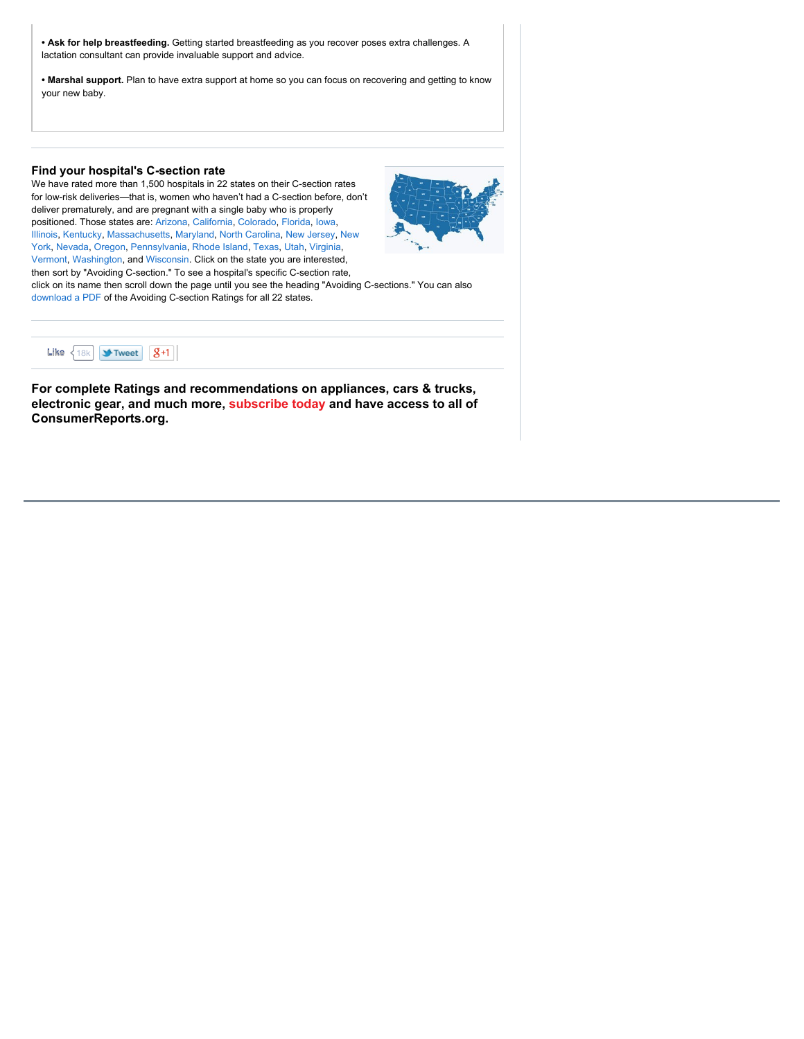• **Ask for help breastfeeding.** Getting started breastfeeding as you recover poses extra challenges. A lactation consultant can provide invaluable support and advice.

• **Marshal support.** Plan to have extra support at home so you can focus on recovering and getting to know your new baby.

## Find your hospital's C-section rate

We have rated more than 1,500 hospitals in 22 states on their C-section rates for low-risk deliveries—that is, women who haven't had a C-section before, don't deliver prematurely, and are pregnant with a single baby who is properly positioned. Those states are: Arizona, California, Colorado, Florida, Iowa, Illinois, Kentucky, Massachusetts, Maryland, North Carolina, New Jersey, New York, Nevada, Oregon, Pennsylvania, Rhode Island, Texas, Utah, Virginia, Vermont, Washington, and Wisconsin. Click on the state you are interested, then sort by "Avoiding C-section." To see a hospital's specific C-section rate, click on its name then scroll down the page until you see the heading "Avoiding C-sections." You can also download a PDF of the Avoiding C-section Ratings for all 22 states.

Like 18k Tweet +1

**For complete Ratings and recommendations on appliances, cars & trucks, electronic gear, and much more, subscribe today and have access to all of ConsumerReports.org.**